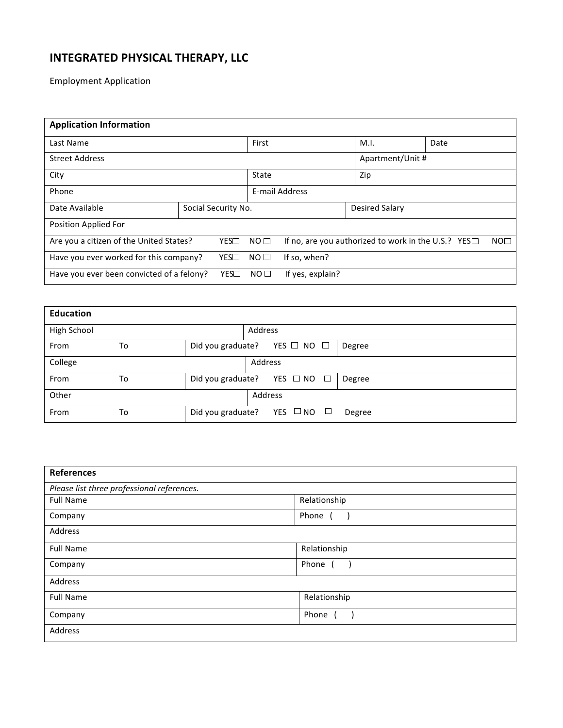# INTEGRATED PHYSICAL THERAPY, LLC

Employment Application

| **Application Information** | | | |
|---|---|---|---|
| Last Name | First | M.I. | Date |
| Street Address | | Apartment/Unit # | |
| City | State | Zip | |
| Phone | E-mail Address | | |
| Date Available | Social Security No. | Desired Salary | |
| Position Applied For | | | |
| Are you a citizen of the United States? YES☐ NO ☐ | If no, are you authorized to work in the U.S.? YES☐ NO☐ | | |
| Have you ever worked for this company? YES☐ NO ☐ | If so, when? | | |
| Have you ever been convicted of a felony? YES☐ NO ☐ | If yes, explain? | | |

| **Education** | | | | |
|---|---|---|---|---|
| High School | | Address | | |
| From | To | Did you graduate? YES ☐ NO ☐ | Degree | |
| College | | Address | | |
| From | To | Did you graduate? YES ☐ NO ☐ | Degree | |
| Other | | Address | | |
| From | To | Did you graduate? YES ☐ NO ☐ | Degree | |

| **References** | |
|---|---|
| *Please list three professional references.* | |
| Full Name | Relationship |
| Company | Phone ( ) |
| Address | |
| Full Name | Relationship |
| Company | Phone ( ) |
| Address | |
| Full Name | Relationship |
| Company | Phone ( ) |
| Address | |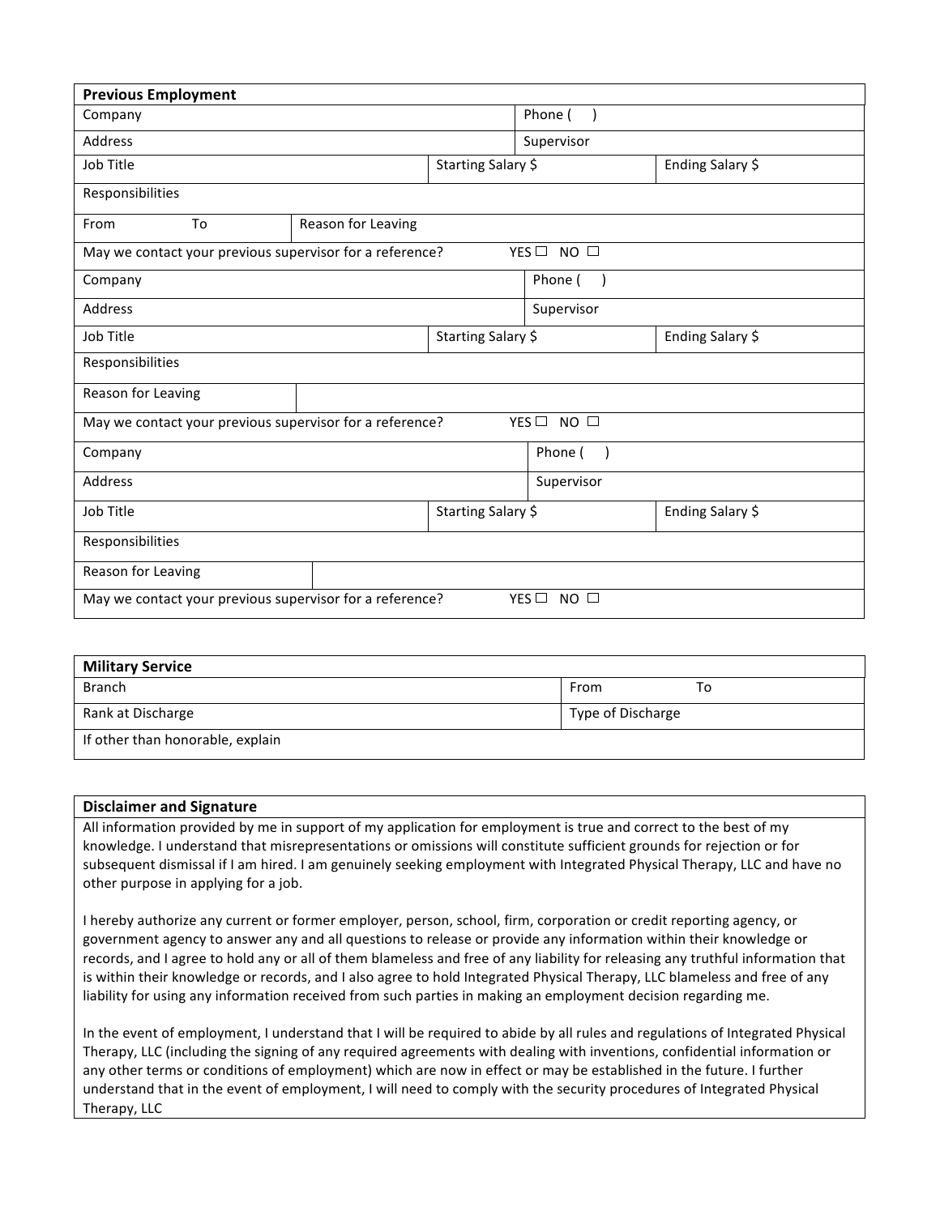## Previous Employment

| | | |
|---|---|---|
| Company | | Phone (    ) |
| Address | | Supervisor |
| Job Title | Starting Salary $ | Ending Salary $ |
| Responsibilities | | |
| From      To | Reason for Leaving | |
| May we contact your previous supervisor for a reference? YES ☐ NO ☐ | | |
| Company | | Phone (    ) |
| Address | | Supervisor |
| Job Title | Starting Salary $ | Ending Salary $ |
| Responsibilities | | |
| Reason for Leaving | | |
| May we contact your previous supervisor for a reference? YES ☐ NO ☐ | | |
| Company | | Phone (    ) |
| Address | | Supervisor |
| Job Title | Starting Salary $ | Ending Salary $ |
| Responsibilities | | |
| Reason for Leaving | | |
| May we contact your previous supervisor for a reference? YES ☐ NO ☐ | | |

## Military Service

| | |
|---|---|
| Branch | From      To |
| Rank at Discharge | Type of Discharge |
| If other than honorable, explain | |

## Disclaimer and Signature

All information provided by me in support of my application for employment is true and correct to the best of my knowledge. I understand that misrepresentations or omissions will constitute sufficient grounds for rejection or for subsequent dismissal if I am hired. I am genuinely seeking employment with Integrated Physical Therapy, LLC and have no other purpose in applying for a job.

I hereby authorize any current or former employer, person, school, firm, corporation or credit reporting agency, or government agency to answer any and all questions to release or provide any information within their knowledge or records, and I agree to hold any or all of them blameless and free of any liability for releasing any truthful information that is within their knowledge or records, and I also agree to hold Integrated Physical Therapy, LLC blameless and free of any liability for using any information received from such parties in making an employment decision regarding me.

In the event of employment, I understand that I will be required to abide by all rules and regulations of Integrated Physical Therapy, LLC (including the signing of any required agreements with dealing with inventions, confidential information or any other terms or conditions of employment) which are now in effect or may be established in the future. I further understand that in the event of employment, I will need to comply with the security procedures of Integrated Physical Therapy, LLC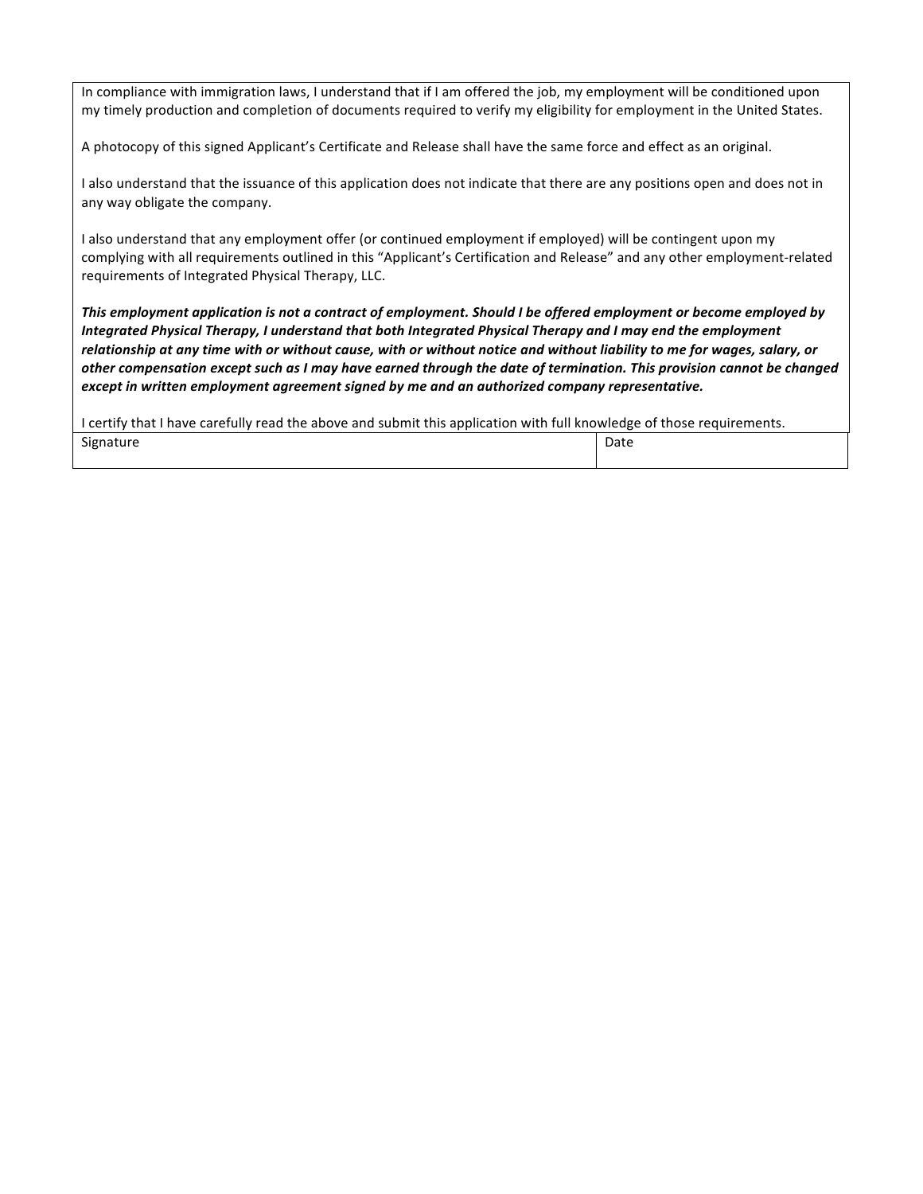In compliance with immigration laws, I understand that if I am offered the job, my employment will be conditioned upon my timely production and completion of documents required to verify my eligibility for employment in the United States.

A photocopy of this signed Applicant's Certificate and Release shall have the same force and effect as an original.

I also understand that the issuance of this application does not indicate that there are any positions open and does not in any way obligate the company.

I also understand that any employment offer (or continued employment if employed) will be contingent upon my complying with all requirements outlined in this "Applicant's Certification and Release" and any other employment-related requirements of Integrated Physical Therapy, LLC.

***This employment application is not a contract of employment. Should I be offered employment or become employed by Integrated Physical Therapy, I understand that both Integrated Physical Therapy and I may end the employment relationship at any time with or without cause, with or without notice and without liability to me for wages, salary, or other compensation except such as I may have earned through the date of termination. This provision cannot be changed except in written employment agreement signed by me and an authorized company representative.***

I certify that I have carefully read the above and submit this application with full knowledge of those requirements.

| | |
|---|---|
| Signature | Date |